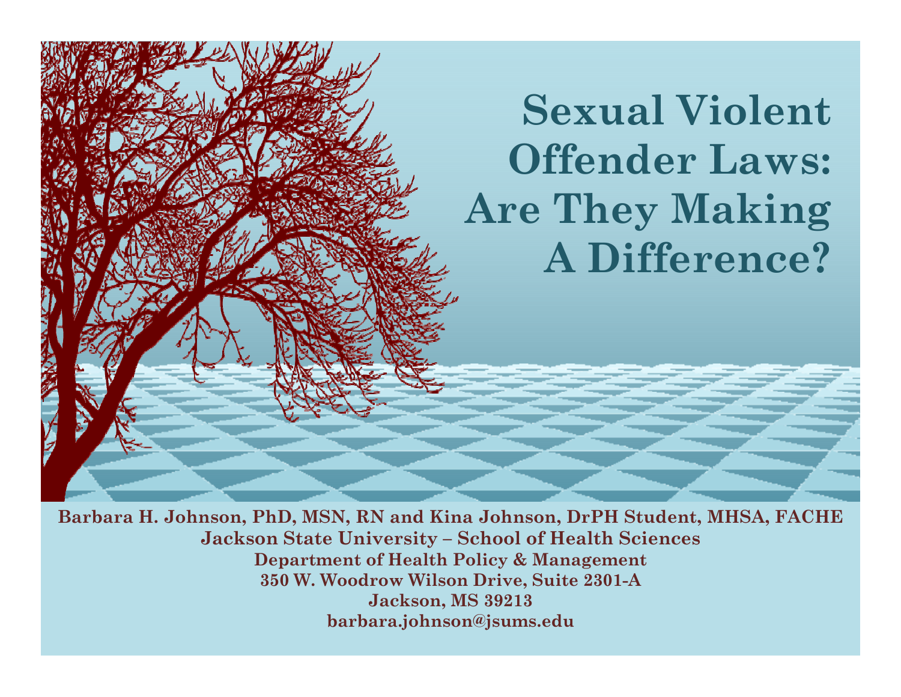# Sexual Violent Offender Laws: Are They Making A Difference?

**Barbara H. Johnson, PhD, MSN, RN and Kina Johnson, DrPH Student, MHSA, FACHE**
**Jackson State University – School of Health Sciences**
**Department of Health Policy & Management**
**350 W. Woodrow Wilson Drive, Suite 2301-A**
**Jackson, MS 39213**
**barbara.johnson@jsums.edu**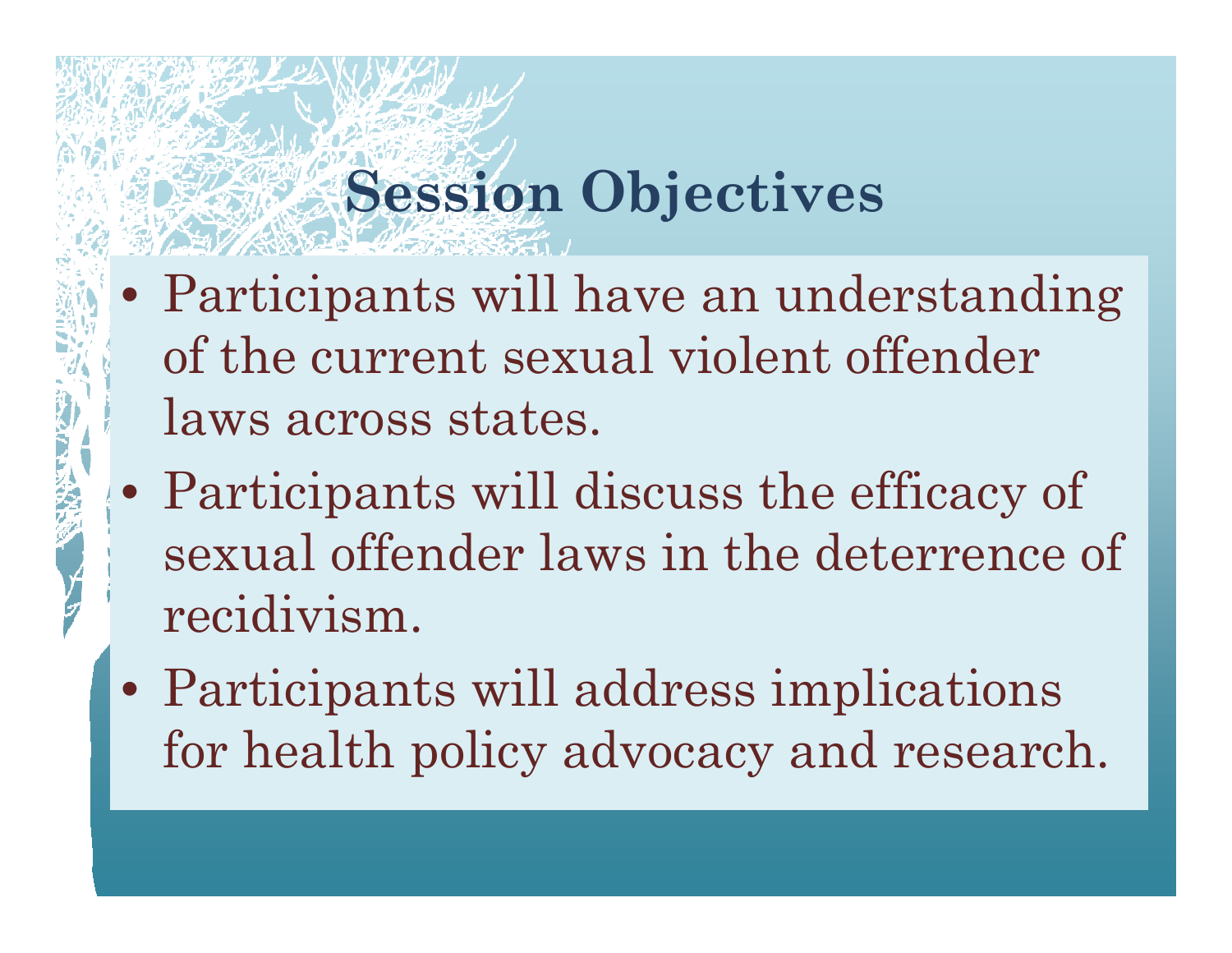# Session Objectives

- Participants will have an understanding of the current sexual violent offender laws across states.
- Participants will discuss the efficacy of sexual offender laws in the deterrence of recidivism.
- Participants will address implications for health policy advocacy and research.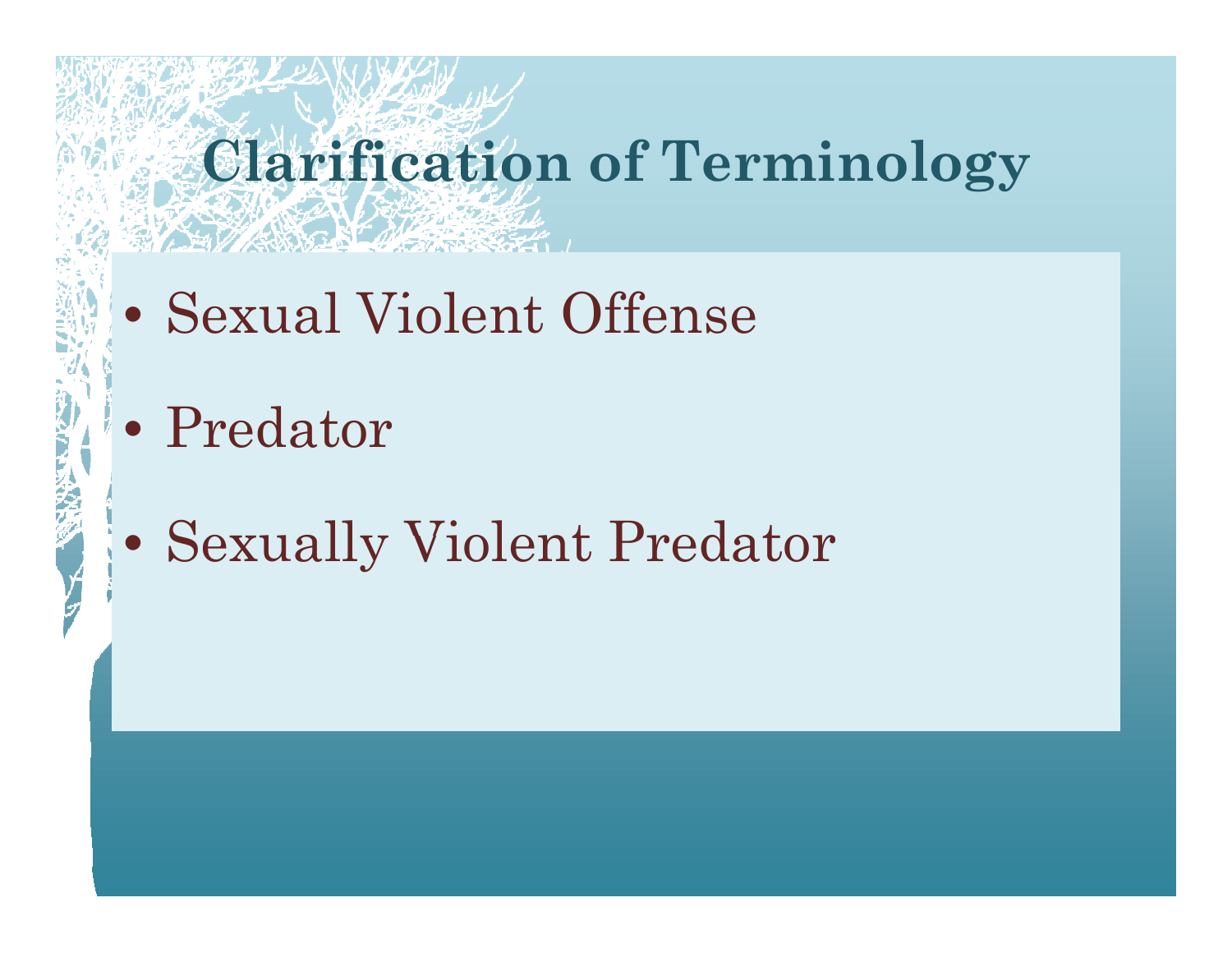# Clarification of Terminology

- Sexual Violent Offense
- Predator
- Sexually Violent Predator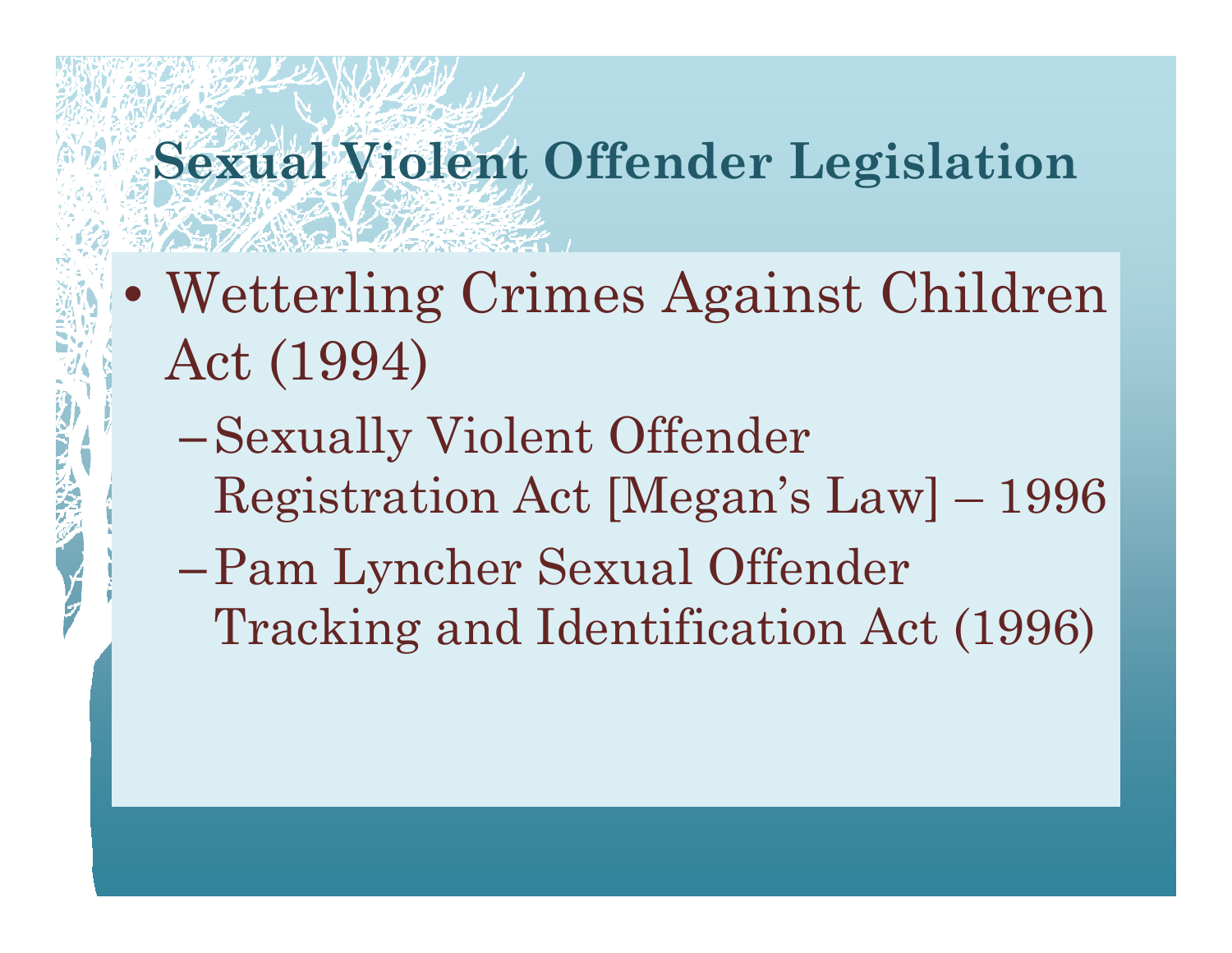# Sexual Violent Offender Legislation

- Wetterling Crimes Against Children Act (1994)
  - Sexually Violent Offender Registration Act [Megan's Law] – 1996
  - Pam Lyncher Sexual Offender Tracking and Identification Act (1996)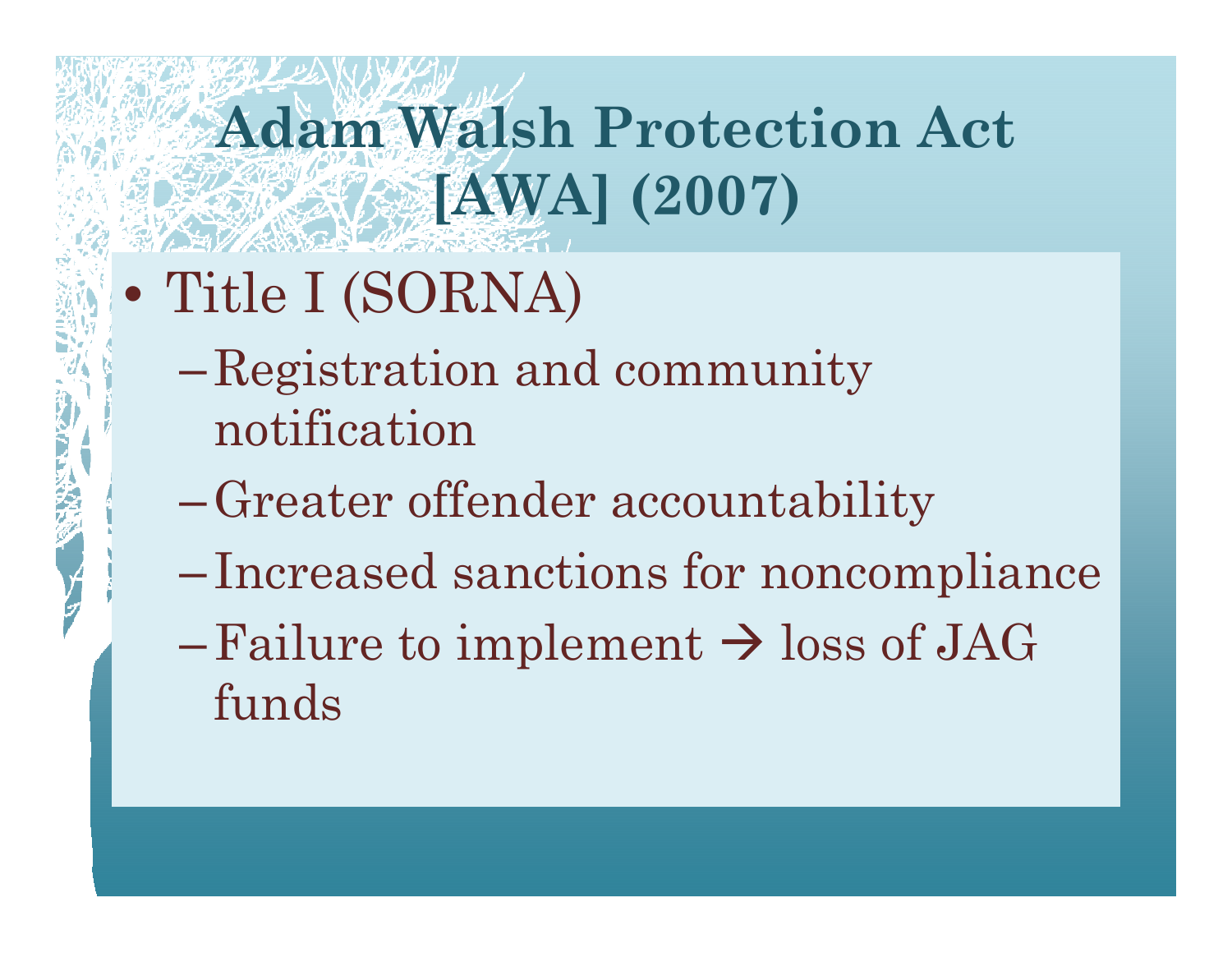# Adam Walsh Protection Act [AWA] (2007)

- Title I (SORNA)
  - Registration and community notification
  - Greater offender accountability
  - Increased sanctions for noncompliance
  - Failure to implement → loss of JAG funds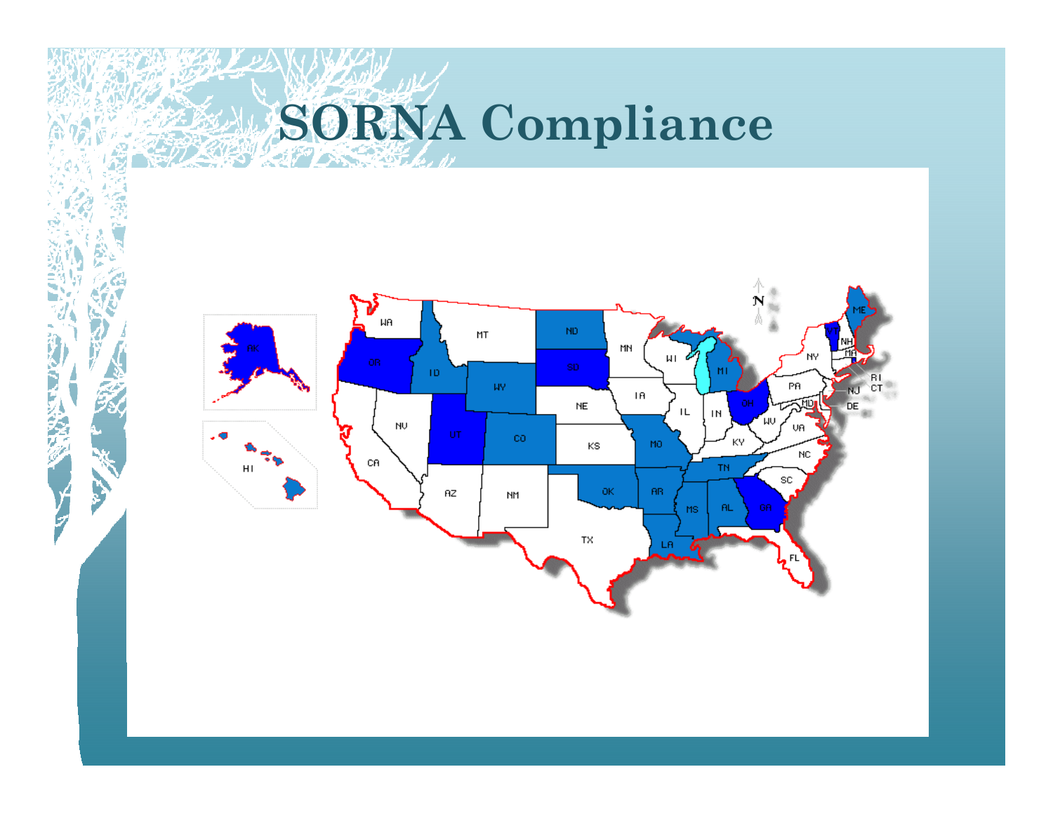# SORNA Compliance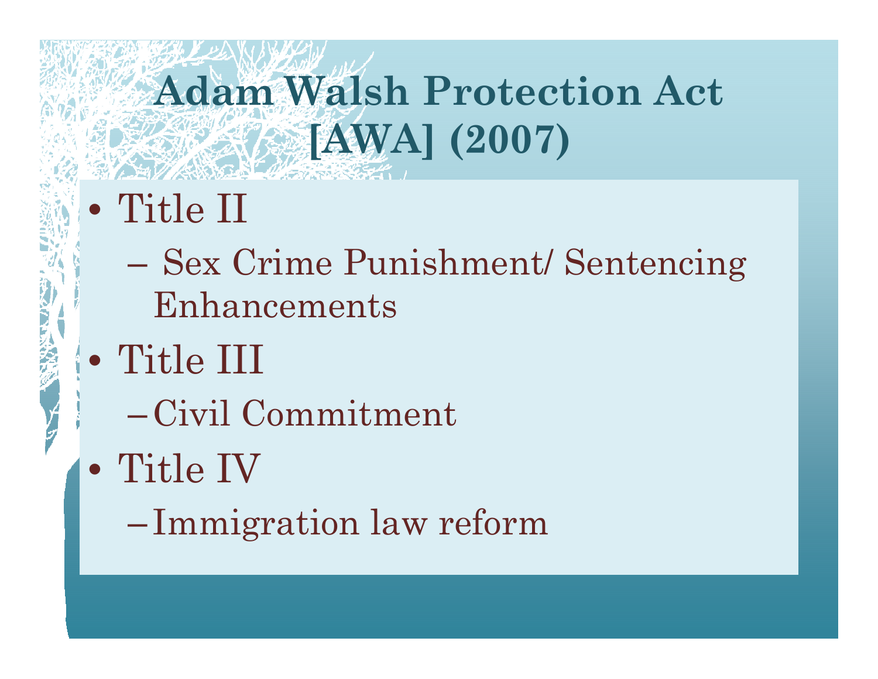# Adam Walsh Protection Act [AWA] (2007)

- Title II
  - Sex Crime Punishment/ Sentencing Enhancements
- Title III
  - Civil Commitment
- Title IV
  - Immigration law reform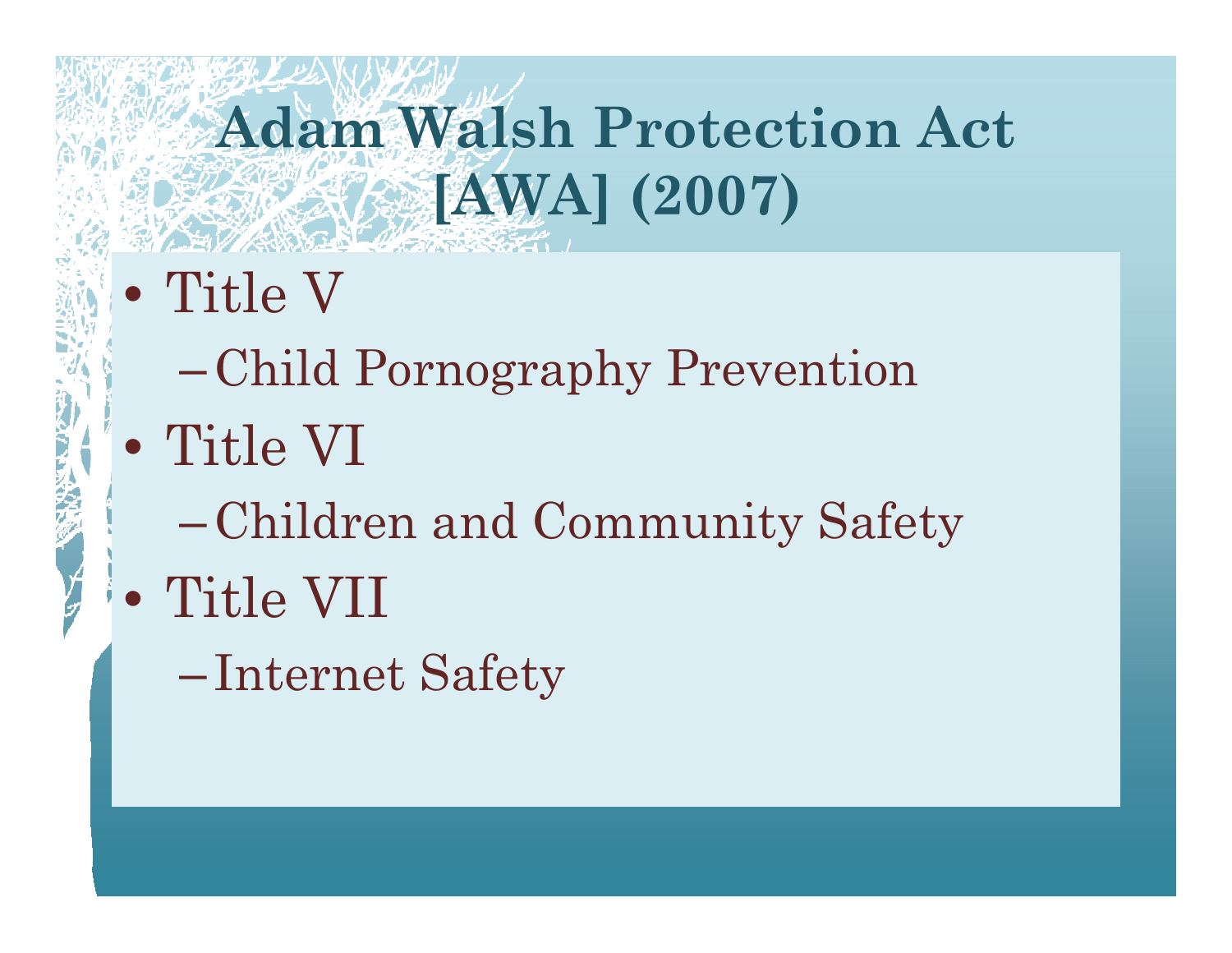# Adam Walsh Protection Act [AWA] (2007)

- Title V
  - Child Pornography Prevention
- Title VI
  - Children and Community Safety
- Title VII
  - Internet Safety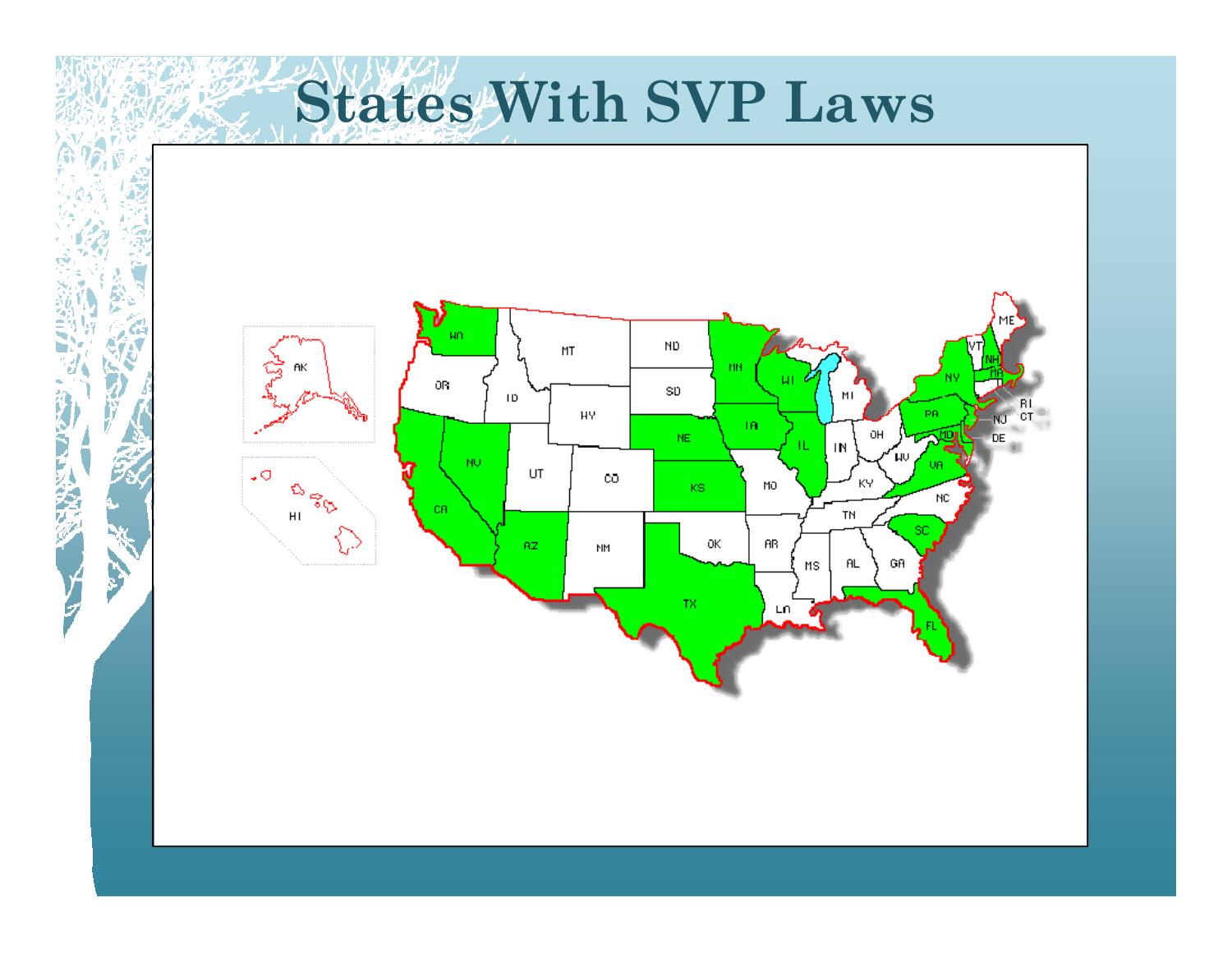# States With SVP Laws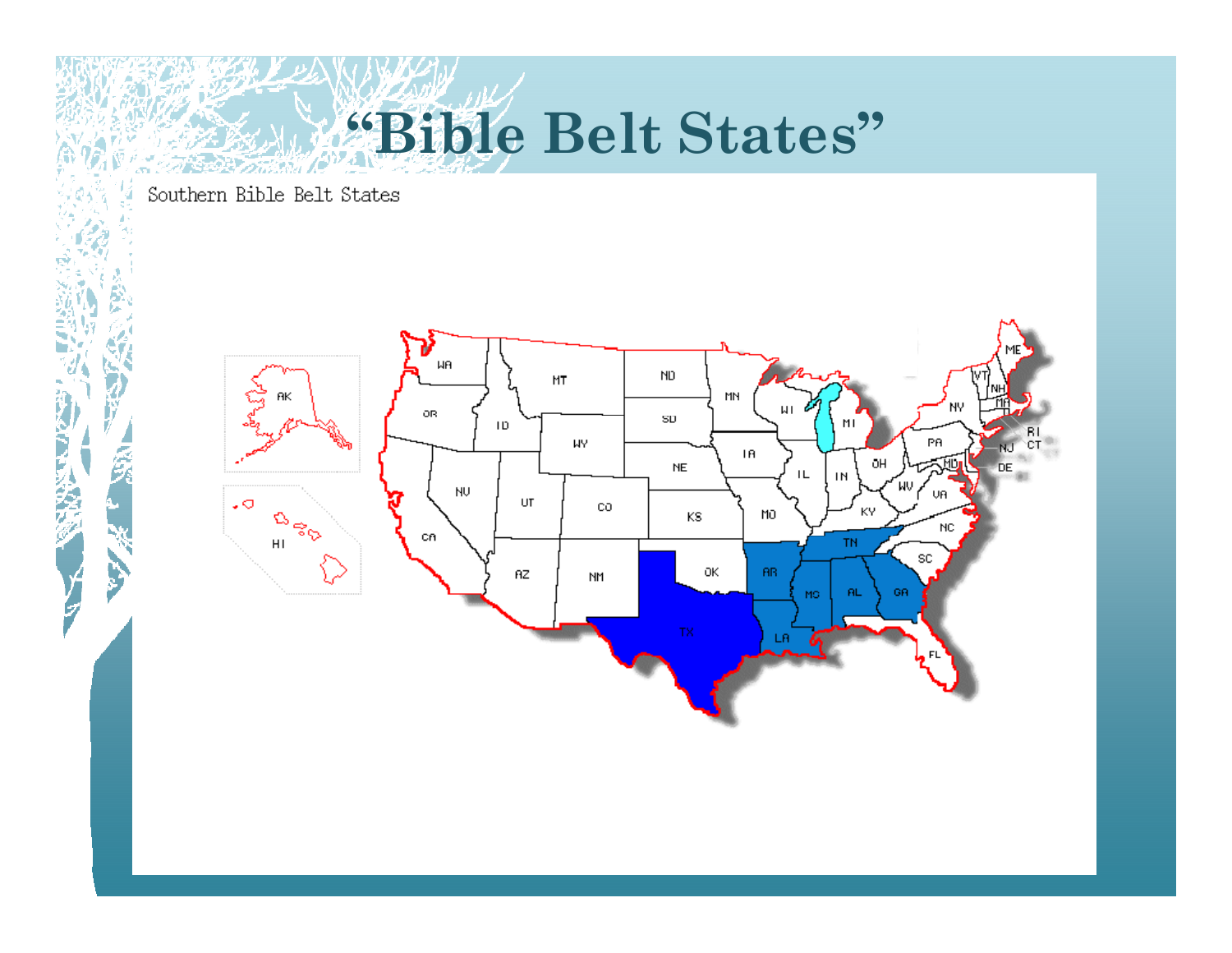# "Bible Belt States"

Southern Bible Belt States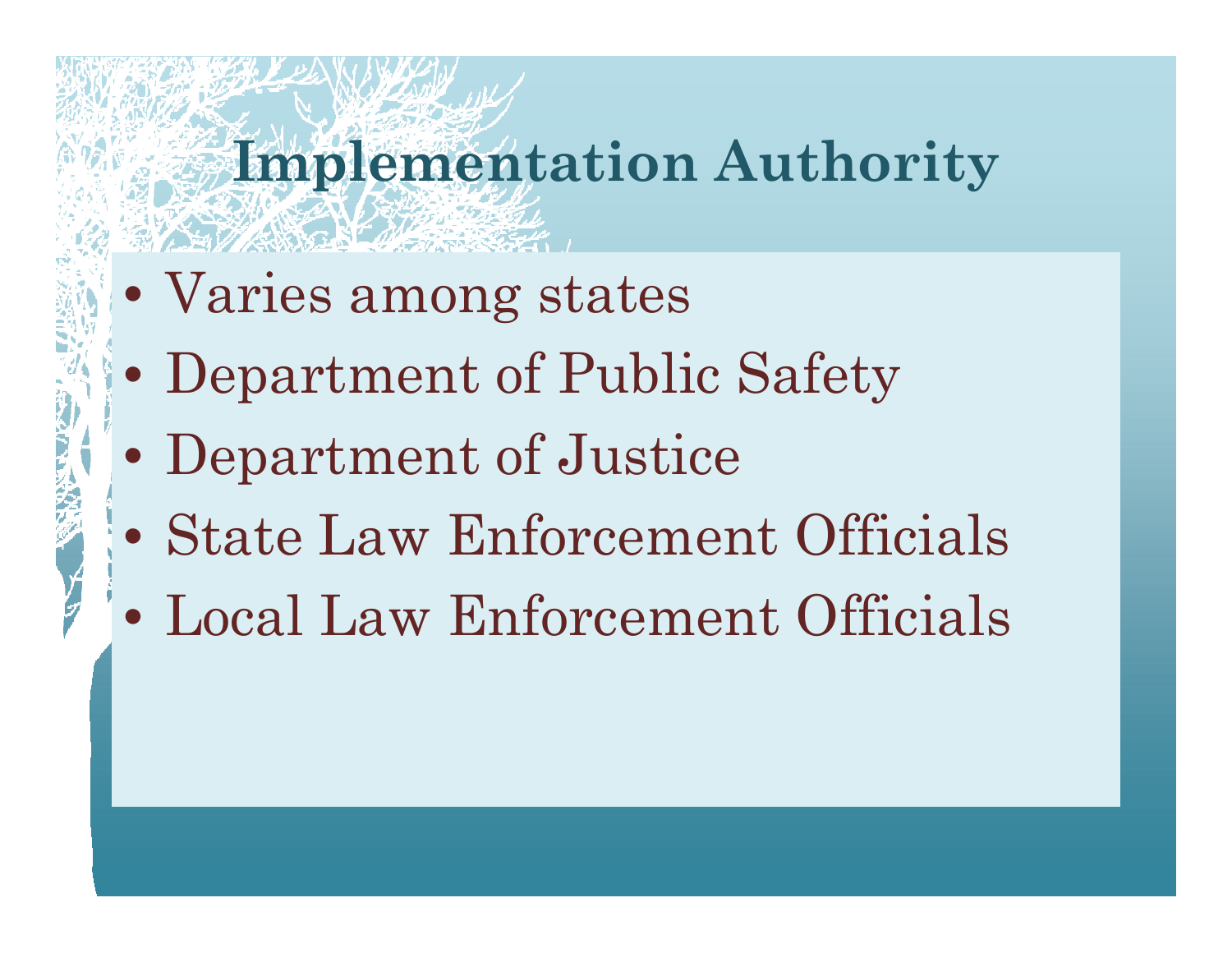# Implementation Authority

- Varies among states
- Department of Public Safety
- Department of Justice
- State Law Enforcement Officials
- Local Law Enforcement Officials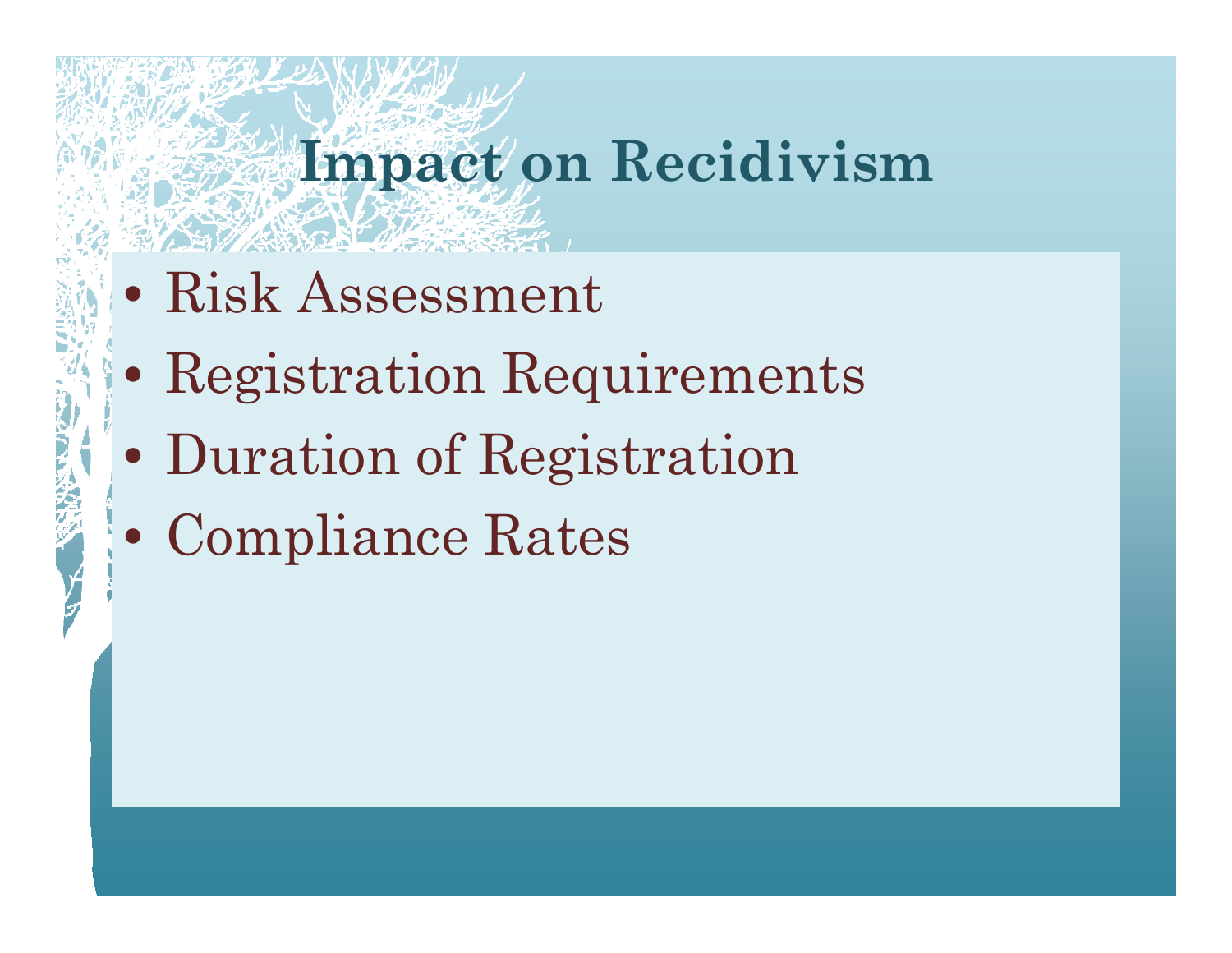# Impact on Recidivism

- Risk Assessment
- Registration Requirements
- Duration of Registration
- Compliance Rates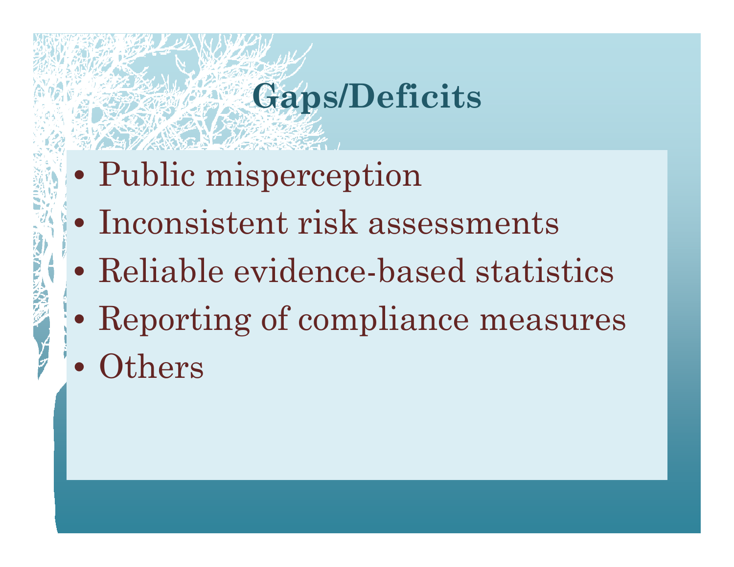# Gaps/Deficits

- Public misperception
- Inconsistent risk assessments
- Reliable evidence-based statistics
- Reporting of compliance measures
- Others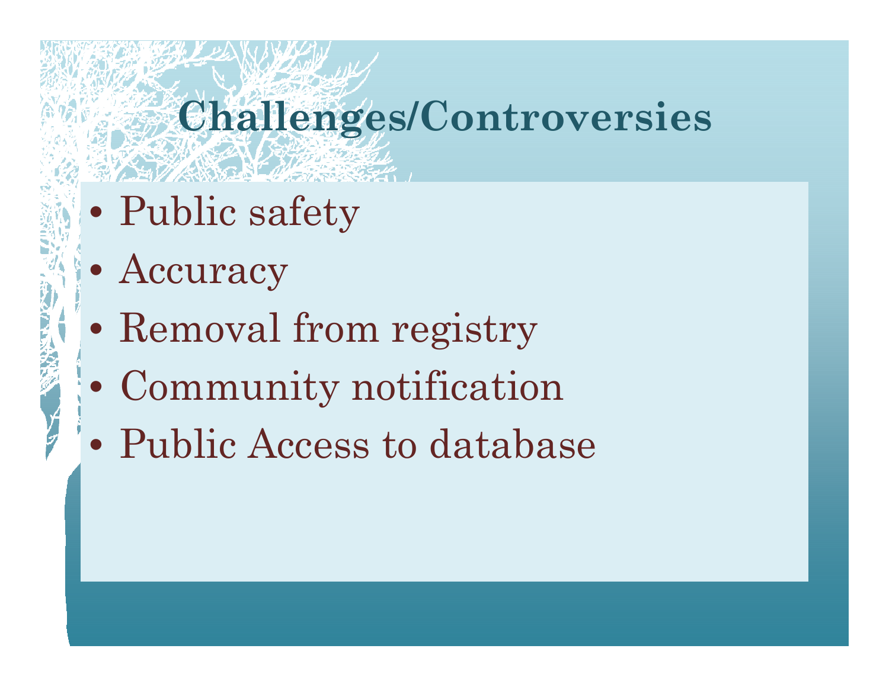# Challenges/Controversies

- Public safety
- Accuracy
- Removal from registry
- Community notification
- Public Access to database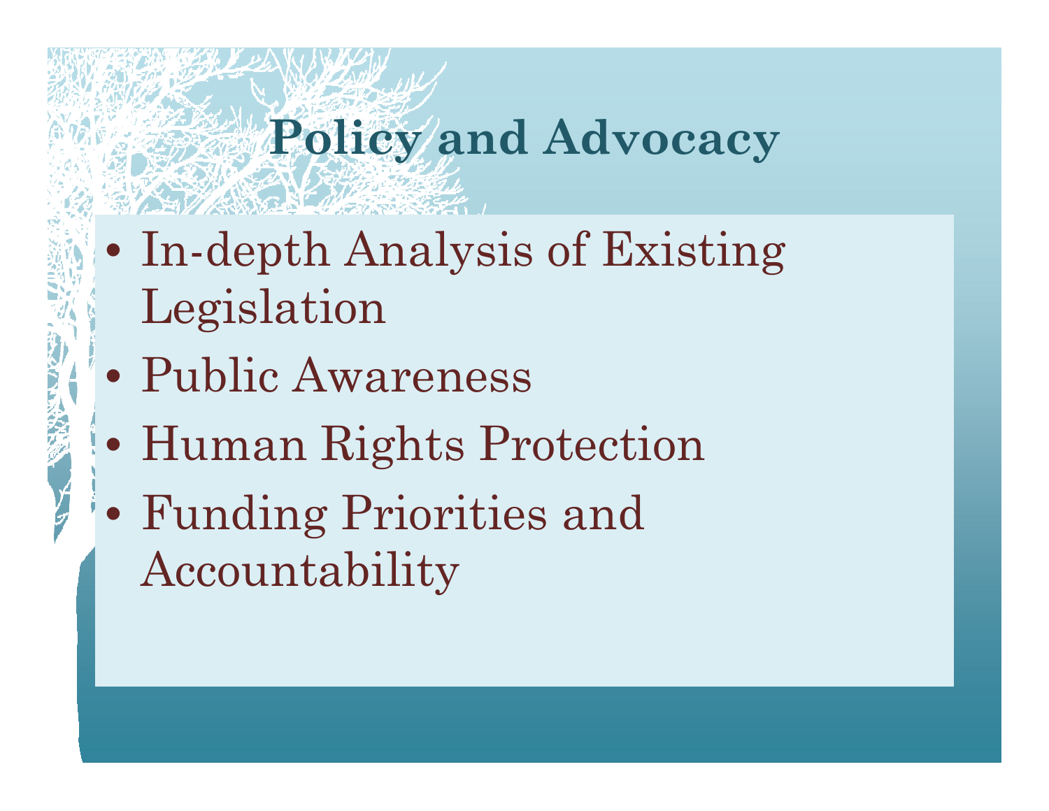# Policy and Advocacy

- In-depth Analysis of Existing Legislation
- Public Awareness
- Human Rights Protection
- Funding Priorities and Accountability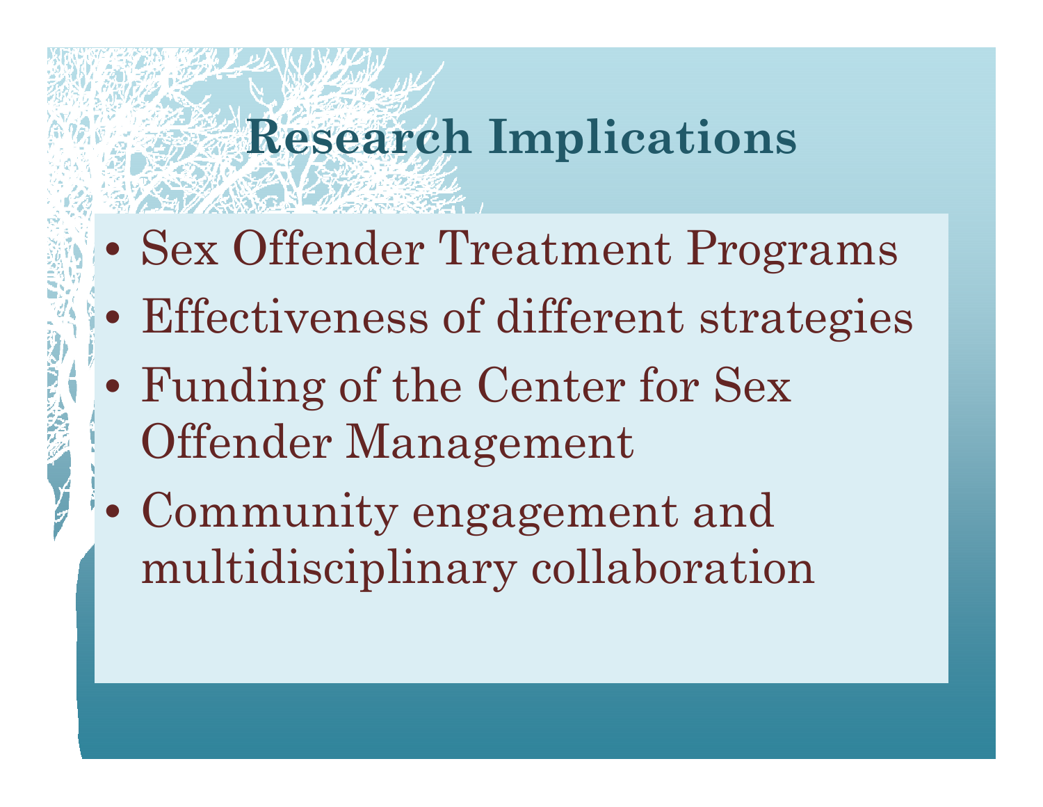# Research Implications

- Sex Offender Treatment Programs
- Effectiveness of different strategies
- Funding of the Center for Sex Offender Management
- Community engagement and multidisciplinary collaboration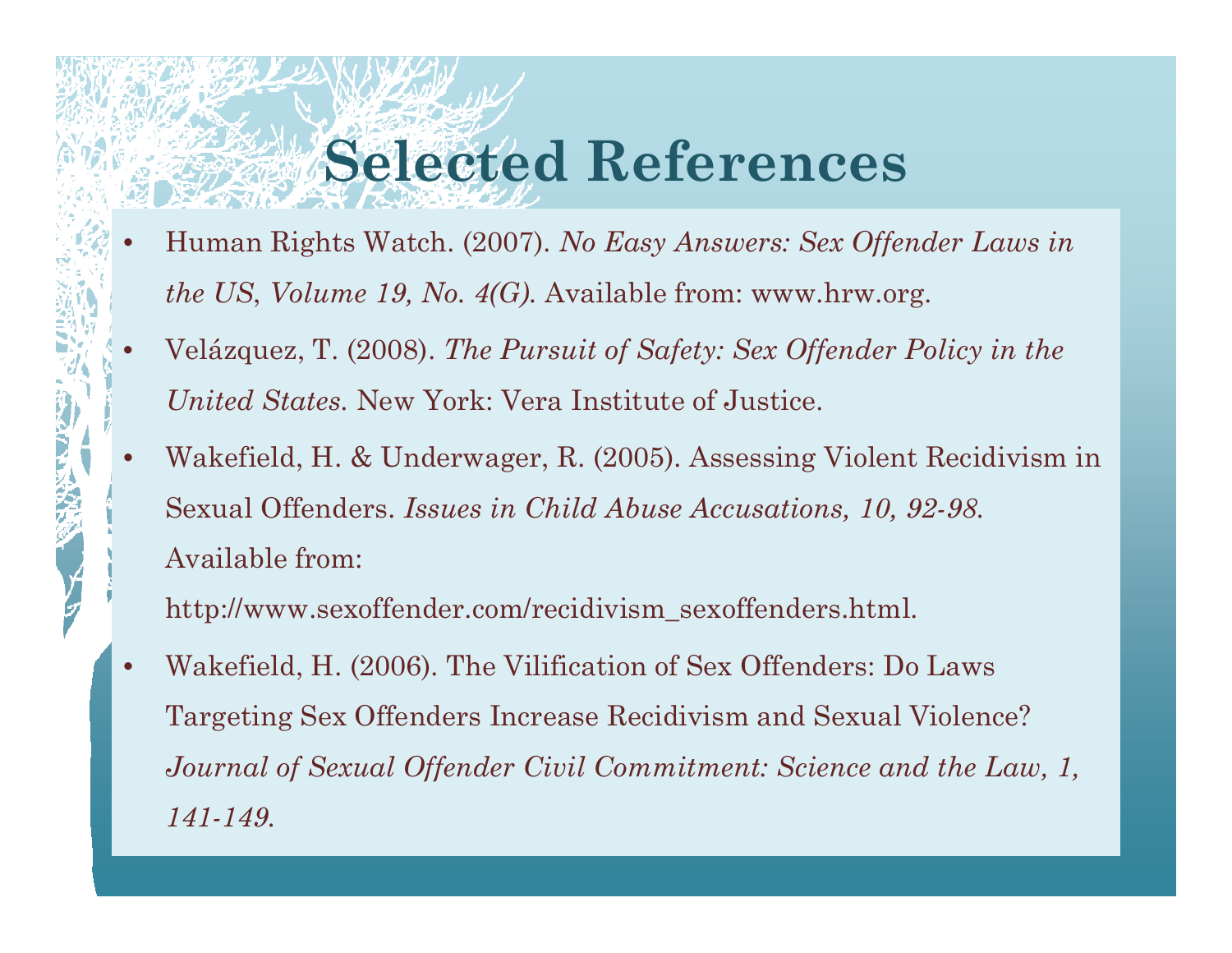# Selected References

- Human Rights Watch. (2007). *No Easy Answers: Sex Offender Laws in the US, Volume 19, No. 4(G).* Available from: www.hrw.org.
- Velázquez, T. (2008). *The Pursuit of Safety: Sex Offender Policy in the United States.* New York: Vera Institute of Justice.
- Wakefield, H. & Underwager, R. (2005). Assessing Violent Recidivism in Sexual Offenders. *Issues in Child Abuse Accusations, 10, 92-98.* Available from: http://www.sexoffender.com/recidivism_sexoffenders.html.
- Wakefield, H. (2006). The Vilification of Sex Offenders: Do Laws Targeting Sex Offenders Increase Recidivism and Sexual Violence? *Journal of Sexual Offender Civil Commitment: Science and the Law, 1, 141-149.*